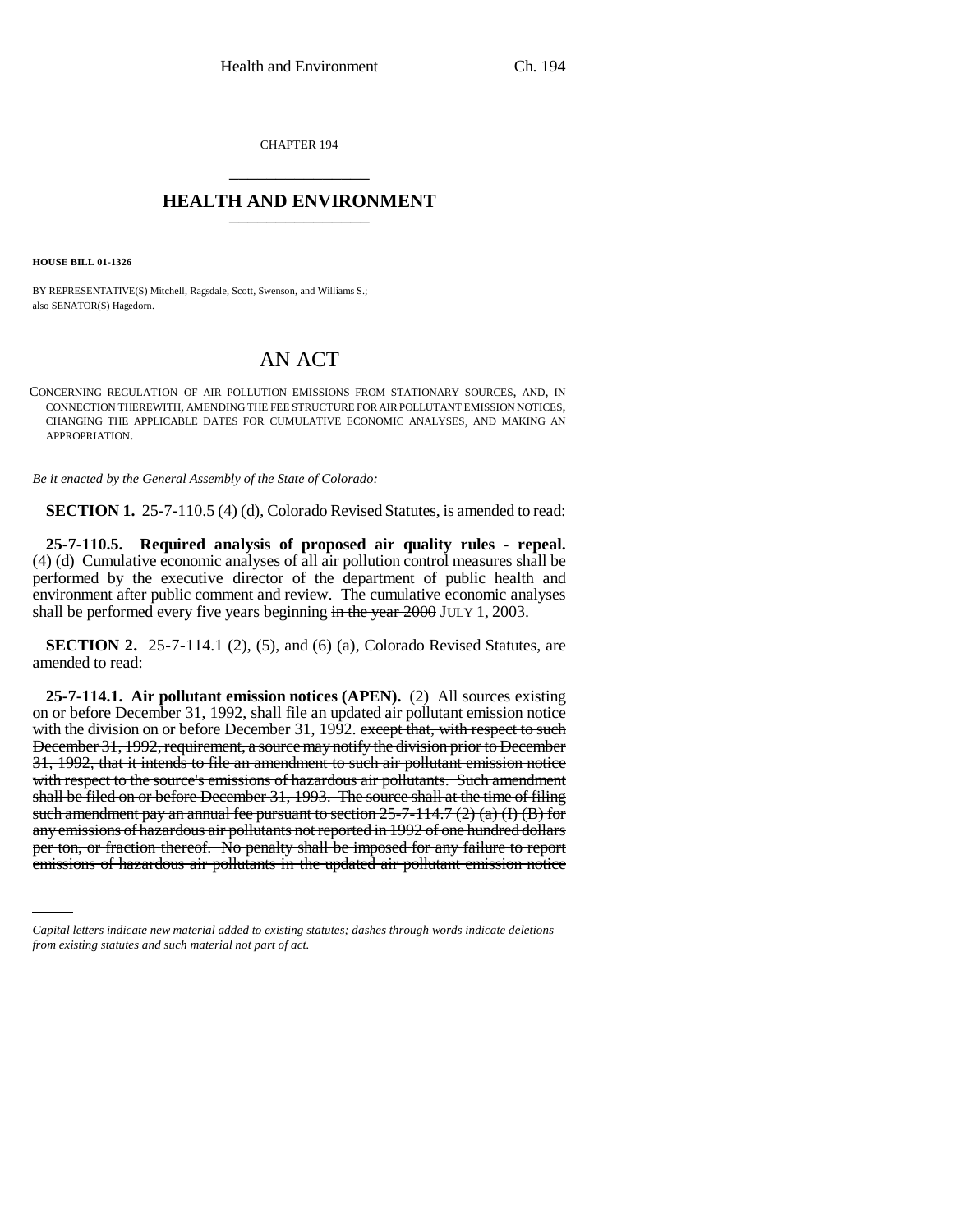CHAPTER 194

# HEALTH AND ENVIRONMENT

**HOUSE BILL 01-1326**

BY REPRESENTATIVE(S) Mitchell, Ragsdale, Scott, Swenson, and Williams S.; also SENATOR(S) Hagedorn.

## AN ACT

CONCERNING REGULATION OF AIR POLLUTION EMISSIONS FROM STATIONARY SOURCES, AND, IN CONNECTION THEREWITH, AMENDING THE FEE STRUCTURE FOR AIR POLLUTANT EMISSION NOTICES, CHANGING THE APPLICABLE DATES FOR CUMULATIVE ECONOMIC ANALYSES, AND MAKING AN APPROPRIATION.

*Be it enacted by the General Assembly of the State of Colorado:*

**SECTION 1.** 25-7-110.5 (4) (d), Colorado Revised Statutes, is amended to read:

**25-7-110.5. Required analysis of proposed air quality rules - repeal.** (4) (d) Cumulative economic analyses of all air pollution control measures shall be performed by the executive director of the department of public health and environment after public comment and review. The cumulative economic analyses shall be performed every five years beginning ~~in the year 2000~~ JULY 1, 2003.

**SECTION 2.** 25-7-114.1 (2), (5), and (6) (a), Colorado Revised Statutes, are amended to read:

**25-7-114.1. Air pollutant emission notices (APEN).** (2) All sources existing on or before December 31, 1992, shall file an updated air pollutant emission notice with the division on or before December 31, 1992. ~~except that, with respect to such December 31, 1992, requirement, a source may notify the division prior to December 31, 1992, that it intends to file an amendment to such air pollutant emission notice with respect to the source's emissions of hazardous air pollutants. Such amendment shall be filed on or before December 31, 1993. The source shall at the time of filing such amendment pay an annual fee pursuant to section 25-7-114.7 (2) (a) (I) (B) for any emissions of hazardous air pollutants not reported in 1992 of one hundred dollars per ton, or fraction thereof. No penalty shall be imposed for any failure to report emissions of hazardous air pollutants in the updated air pollutant emission notice~~

*Capital letters indicate new material added to existing statutes; dashes through words indicate deletions from existing statutes and such material not part of act.*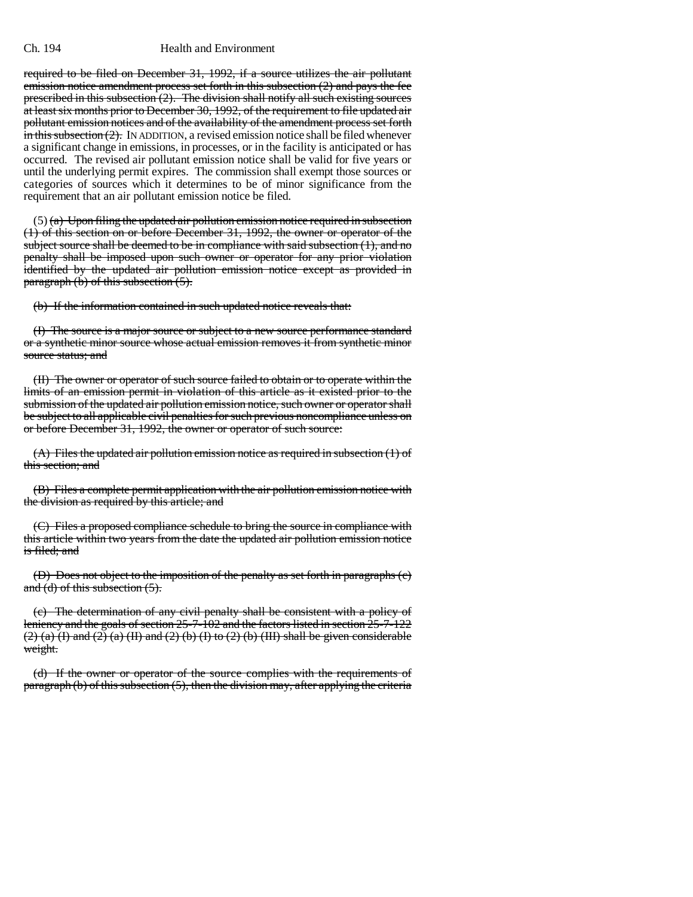required to be filed on December 31, 1992, if a source utilizes the air pollutant emission notice amendment process set forth in this subsection (2) and pays the fee prescribed in this subsection (2). The division shall notify all such existing sources at least six months prior to December 30, 1992, of the requirement to file updated air pollutant emission notices and of the availability of the amendment process set forth in this subsection (2). IN ADDITION, a revised emission notice shall be filed whenever a significant change in emissions, in processes, or in the facility is anticipated or has occurred. The revised air pollutant emission notice shall be valid for five years or until the underlying permit expires. The commission shall exempt those sources or categories of sources which it determines to be of minor significance from the requirement that an air pollutant emission notice be filed.

(5) (a) Upon filing the updated air pollution emission notice required in subsection (1) of this section on or before December 31, 1992, the owner or operator of the subject source shall be deemed to be in compliance with said subsection (1), and no penalty shall be imposed upon such owner or operator for any prior violation identified by the updated air pollution emission notice except as provided in paragraph (b) of this subsection (5).

(b) If the information contained in such updated notice reveals that:

(I) The source is a major source or subject to a new source performance standard or a synthetic minor source whose actual emission removes it from synthetic minor source status; and

(II) The owner or operator of such source failed to obtain or to operate within the limits of an emission permit in violation of this article as it existed prior to the submission of the updated air pollution emission notice, such owner or operator shall be subject to all applicable civil penalties for such previous noncompliance unless on or before December 31, 1992, the owner or operator of such source:

(A) Files the updated air pollution emission notice as required in subsection (1) of this section; and

(B) Files a complete permit application with the air pollution emission notice with the division as required by this article; and

(C) Files a proposed compliance schedule to bring the source in compliance with this article within two years from the date the updated air pollution emission notice is filed; and

(D) Does not object to the imposition of the penalty as set forth in paragraphs (c) and (d) of this subsection (5).

(c) The determination of any civil penalty shall be consistent with a policy of leniency and the goals of section 25-7-102 and the factors listed in section 25-7-122 (2) (a) (I) and (2) (a) (II) and (2) (b) (I) to (2) (b) (III) shall be given considerable weight.

(d) If the owner or operator of the source complies with the requirements of paragraph (b) of this subsection (5), then the division may, after applying the criteria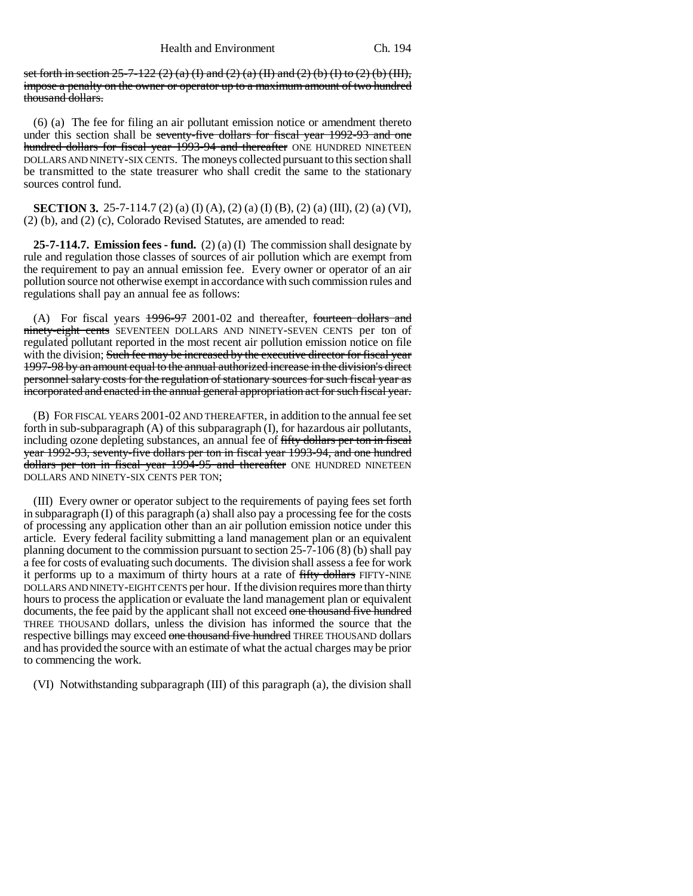set forth in section 25-7-122 (2) (a) (I) and (2) (a) (II) and (2) (b) (I) to (2) (b) (III), impose a penalty on the owner or operator up to a maximum amount of two hundred thousand dollars.

(6) (a) The fee for filing an air pollutant emission notice or amendment thereto under this section shall be seventy-five dollars for fiscal year 1992-93 and one hundred dollars for fiscal year 1993-94 and thereafter ONE HUNDRED NINETEEN DOLLARS AND NINETY-SIX CENTS. The moneys collected pursuant to this section shall be transmitted to the state treasurer who shall credit the same to the stationary sources control fund.

**SECTION 3.** 25-7-114.7 (2) (a) (I) (A), (2) (a) (I) (B), (2) (a) (III), (2) (a) (VI), (2) (b), and (2) (c), Colorado Revised Statutes, are amended to read:

**25-7-114.7. Emission fees - fund.** (2) (a) (I) The commission shall designate by rule and regulation those classes of sources of air pollution which are exempt from the requirement to pay an annual emission fee. Every owner or operator of an air pollution source not otherwise exempt in accordance with such commission rules and regulations shall pay an annual fee as follows:

(A) For fiscal years 1996-97 2001-02 and thereafter, fourteen dollars and ninety-eight cents SEVENTEEN DOLLARS AND NINETY-SEVEN CENTS per ton of regulated pollutant reported in the most recent air pollution emission notice on file with the division; Such fee may be increased by the executive director for fiscal year 1997-98 by an amount equal to the annual authorized increase in the division's direct personnel salary costs for the regulation of stationary sources for such fiscal year as incorporated and enacted in the annual general appropriation act for such fiscal year.

(B) FOR FISCAL YEARS 2001-02 AND THEREAFTER, in addition to the annual fee set forth in sub-subparagraph (A) of this subparagraph (I), for hazardous air pollutants, including ozone depleting substances, an annual fee of fifty dollars per ton in fiscal year 1992-93, seventy-five dollars per ton in fiscal year 1993-94, and one hundred dollars per ton in fiscal year 1994-95 and thereafter ONE HUNDRED NINETEEN DOLLARS AND NINETY-SIX CENTS PER TON;

(III) Every owner or operator subject to the requirements of paying fees set forth in subparagraph (I) of this paragraph (a) shall also pay a processing fee for the costs of processing any application other than an air pollution emission notice under this article. Every federal facility submitting a land management plan or an equivalent planning document to the commission pursuant to section 25-7-106 (8) (b) shall pay a fee for costs of evaluating such documents. The division shall assess a fee for work it performs up to a maximum of thirty hours at a rate of fifty dollars FIFTY-NINE DOLLARS AND NINETY-EIGHT CENTS per hour. If the division requires more than thirty hours to process the application or evaluate the land management plan or equivalent documents, the fee paid by the applicant shall not exceed one thousand five hundred THREE THOUSAND dollars, unless the division has informed the source that the respective billings may exceed one thousand five hundred THREE THOUSAND dollars and has provided the source with an estimate of what the actual charges may be prior to commencing the work.

(VI) Notwithstanding subparagraph (III) of this paragraph (a), the division shall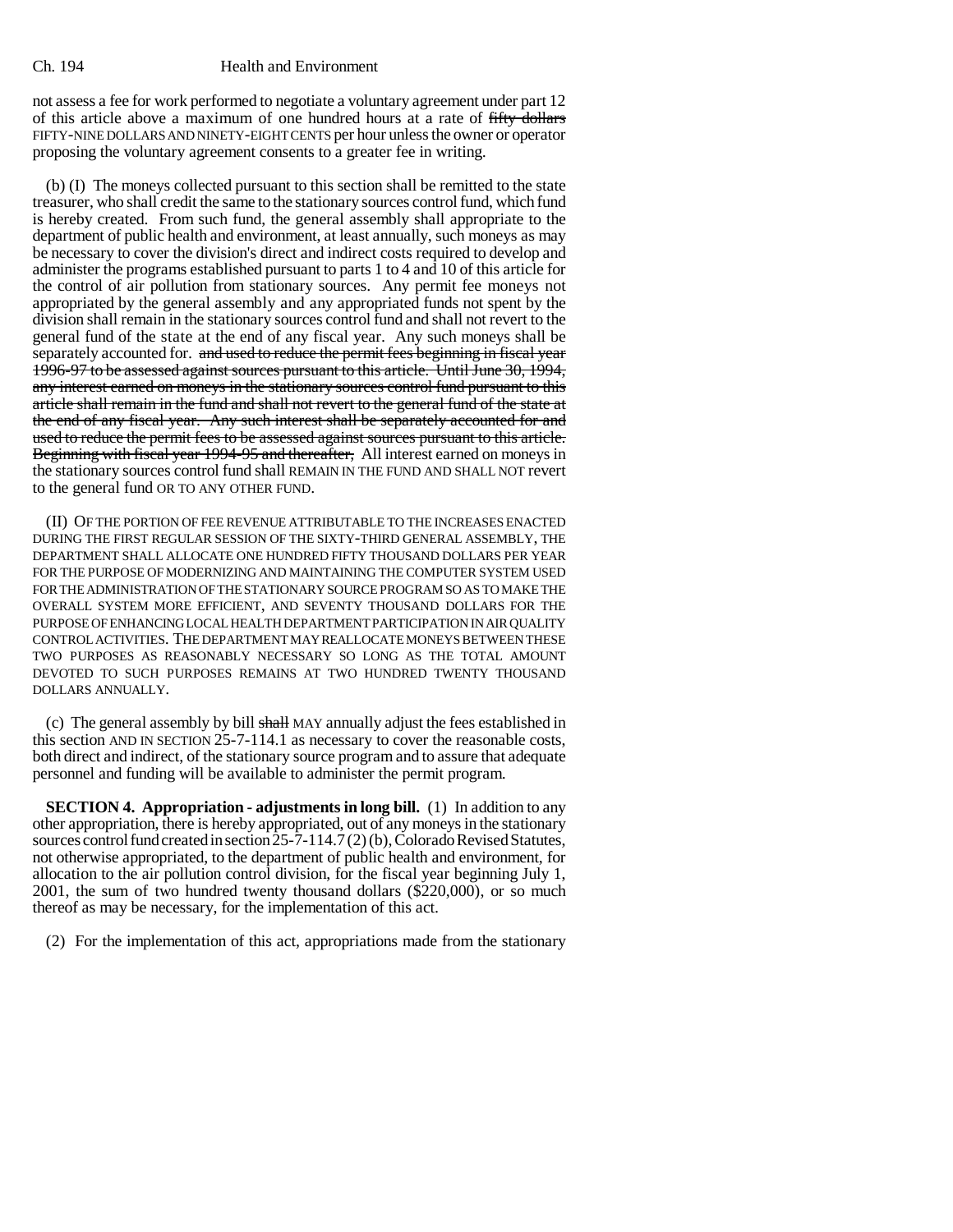not assess a fee for work performed to negotiate a voluntary agreement under part 12 of this article above a maximum of one hundred hours at a rate of ~~fifty dollars~~ FIFTY-NINE DOLLARS AND NINETY-EIGHT CENTS per hour unless the owner or operator proposing the voluntary agreement consents to a greater fee in writing.

(b) (I) The moneys collected pursuant to this section shall be remitted to the state treasurer, who shall credit the same to the stationary sources control fund, which fund is hereby created. From such fund, the general assembly shall appropriate to the department of public health and environment, at least annually, such moneys as may be necessary to cover the division's direct and indirect costs required to develop and administer the programs established pursuant to parts 1 to 4 and 10 of this article for the control of air pollution from stationary sources. Any permit fee moneys not appropriated by the general assembly and any appropriated funds not spent by the division shall remain in the stationary sources control fund and shall not revert to the general fund of the state at the end of any fiscal year. Any such moneys shall be separately accounted for. ~~and used to reduce the permit fees beginning in fiscal year 1996-97 to be assessed against sources pursuant to this article. Until June 30, 1994, any interest earned on moneys in the stationary sources control fund pursuant to this article shall remain in the fund and shall not revert to the general fund of the state at the end of any fiscal year. Any such interest shall be separately accounted for and used to reduce the permit fees to be assessed against sources pursuant to this article. Beginning with fiscal year 1994-95 and thereafter,~~ All interest earned on moneys in the stationary sources control fund shall REMAIN IN THE FUND AND SHALL NOT revert to the general fund OR TO ANY OTHER FUND.

(II) OF THE PORTION OF FEE REVENUE ATTRIBUTABLE TO THE INCREASES ENACTED DURING THE FIRST REGULAR SESSION OF THE SIXTY-THIRD GENERAL ASSEMBLY, THE DEPARTMENT SHALL ALLOCATE ONE HUNDRED FIFTY THOUSAND DOLLARS PER YEAR FOR THE PURPOSE OF MODERNIZING AND MAINTAINING THE COMPUTER SYSTEM USED FOR THE ADMINISTRATION OF THE STATIONARY SOURCE PROGRAM SO AS TO MAKE THE OVERALL SYSTEM MORE EFFICIENT, AND SEVENTY THOUSAND DOLLARS FOR THE PURPOSE OF ENHANCING LOCAL HEALTH DEPARTMENT PARTICIPATION IN AIR QUALITY CONTROL ACTIVITIES. THE DEPARTMENT MAY REALLOCATE MONEYS BETWEEN THESE TWO PURPOSES AS REASONABLY NECESSARY SO LONG AS THE TOTAL AMOUNT DEVOTED TO SUCH PURPOSES REMAINS AT TWO HUNDRED TWENTY THOUSAND DOLLARS ANNUALLY.

(c) The general assembly by bill ~~shall~~ MAY annually adjust the fees established in this section AND IN SECTION 25-7-114.1 as necessary to cover the reasonable costs, both direct and indirect, of the stationary source program and to assure that adequate personnel and funding will be available to administer the permit program.

**SECTION 4. Appropriation - adjustments in long bill.** (1) In addition to any other appropriation, there is hereby appropriated, out of any moneys in the stationary sources control fund created in section 25-7-114.7 (2) (b), Colorado Revised Statutes, not otherwise appropriated, to the department of public health and environment, for allocation to the air pollution control division, for the fiscal year beginning July 1, 2001, the sum of two hundred twenty thousand dollars ($220,000), or so much thereof as may be necessary, for the implementation of this act.

(2) For the implementation of this act, appropriations made from the stationary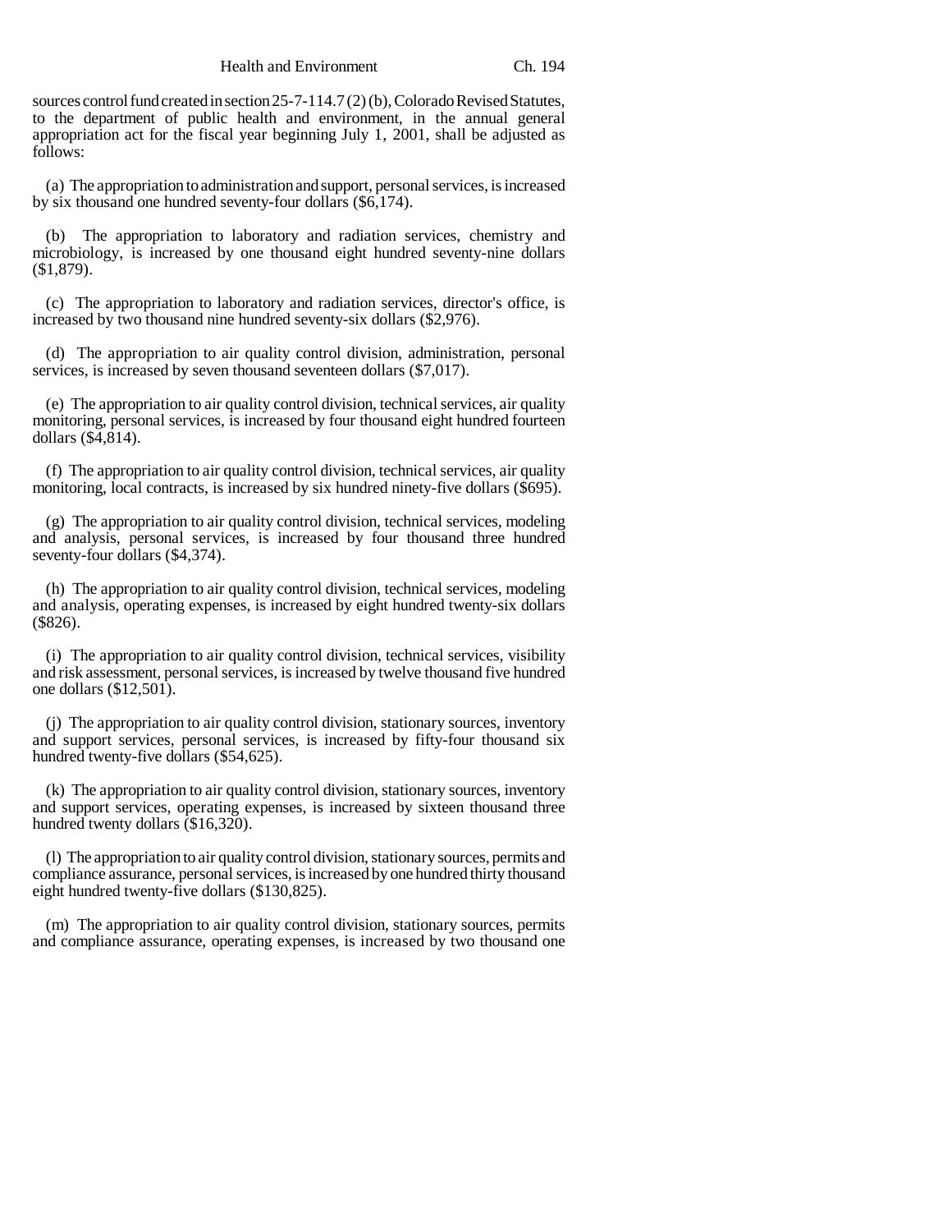sources control fund created in section 25-7-114.7 (2) (b), Colorado Revised Statutes, to the department of public health and environment, in the annual general appropriation act for the fiscal year beginning July 1, 2001, shall be adjusted as follows:

(a) The appropriation to administration and support, personal services, is increased by six thousand one hundred seventy-four dollars ($6,174).

(b) The appropriation to laboratory and radiation services, chemistry and microbiology, is increased by one thousand eight hundred seventy-nine dollars ($1,879).

(c) The appropriation to laboratory and radiation services, director's office, is increased by two thousand nine hundred seventy-six dollars ($2,976).

(d) The appropriation to air quality control division, administration, personal services, is increased by seven thousand seventeen dollars ($7,017).

(e) The appropriation to air quality control division, technical services, air quality monitoring, personal services, is increased by four thousand eight hundred fourteen dollars ($4,814).

(f) The appropriation to air quality control division, technical services, air quality monitoring, local contracts, is increased by six hundred ninety-five dollars ($695).

(g) The appropriation to air quality control division, technical services, modeling and analysis, personal services, is increased by four thousand three hundred seventy-four dollars ($4,374).

(h) The appropriation to air quality control division, technical services, modeling and analysis, operating expenses, is increased by eight hundred twenty-six dollars ($826).

(i) The appropriation to air quality control division, technical services, visibility and risk assessment, personal services, is increased by twelve thousand five hundred one dollars ($12,501).

(j) The appropriation to air quality control division, stationary sources, inventory and support services, personal services, is increased by fifty-four thousand six hundred twenty-five dollars ($54,625).

(k) The appropriation to air quality control division, stationary sources, inventory and support services, operating expenses, is increased by sixteen thousand three hundred twenty dollars ($16,320).

(l) The appropriation to air quality control division, stationary sources, permits and compliance assurance, personal services, is increased by one hundred thirty thousand eight hundred twenty-five dollars ($130,825).

(m) The appropriation to air quality control division, stationary sources, permits and compliance assurance, operating expenses, is increased by two thousand one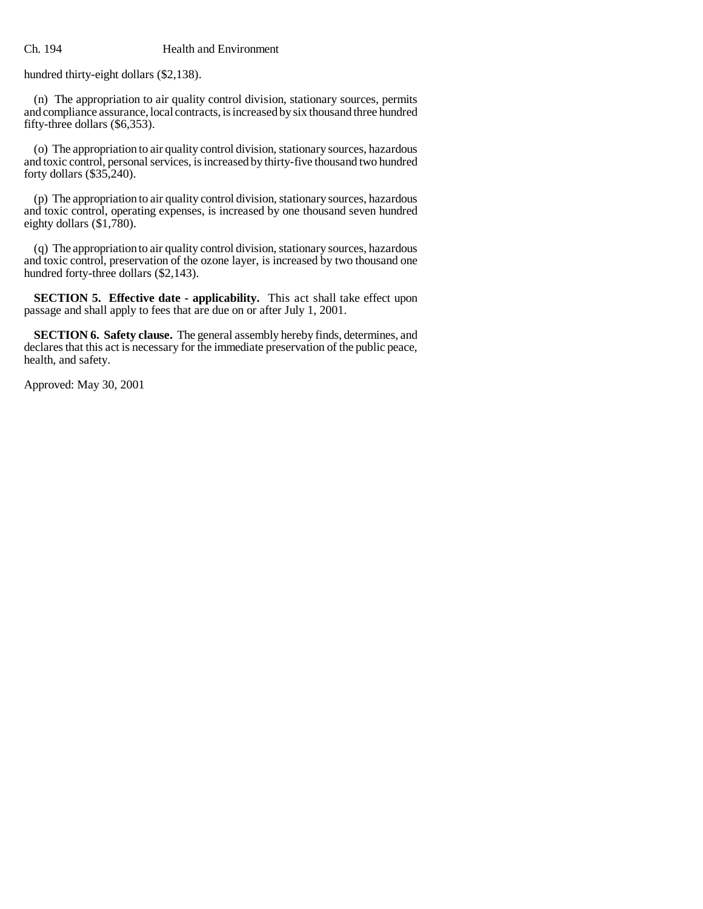hundred thirty-eight dollars ($2,138).

(n) The appropriation to air quality control division, stationary sources, permits and compliance assurance, local contracts, is increased by six thousand three hundred fifty-three dollars ($6,353).

(o) The appropriation to air quality control division, stationary sources, hazardous and toxic control, personal services, is increased by thirty-five thousand two hundred forty dollars ($35,240).

(p) The appropriation to air quality control division, stationary sources, hazardous and toxic control, operating expenses, is increased by one thousand seven hundred eighty dollars ($1,780).

(q) The appropriation to air quality control division, stationary sources, hazardous and toxic control, preservation of the ozone layer, is increased by two thousand one hundred forty-three dollars ($2,143).

**SECTION 5. Effective date - applicability.** This act shall take effect upon passage and shall apply to fees that are due on or after July 1, 2001.

**SECTION 6. Safety clause.** The general assembly hereby finds, determines, and declares that this act is necessary for the immediate preservation of the public peace, health, and safety.

Approved: May 30, 2001